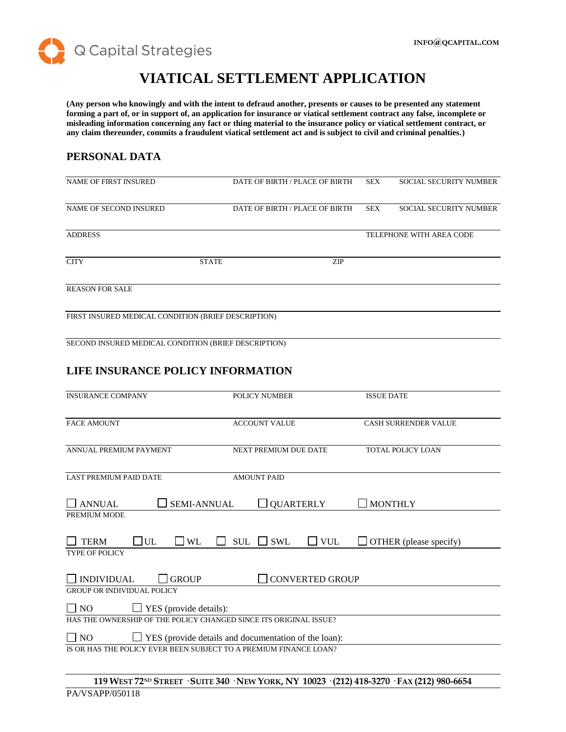Q Capital Strategies

INFO@QCAPITAL.COM

# VIATICAL SETTLEMENT APPLICATION

**(Any person who knowingly and with the intent to defraud another, presents or causes to be presented any statement forming a part of, or in support of, an application for insurance or viatical settlement contract any false, incomplete or misleading information concerning any fact or thing material to the insurance policy or viatical settlement contract, or any claim thereunder, commits a fraudulent viatical settlement act and is subject to civil and criminal penalties.)**

## PERSONAL DATA

| NAME OF FIRST INSURED | DATE OF BIRTH / PLACE OF BIRTH | SEX | SOCIAL SECURITY NUMBER |
|---|---|---|---|
| | | | |

| NAME OF SECOND INSURED | DATE OF BIRTH / PLACE OF BIRTH | SEX | SOCIAL SECURITY NUMBER |
|---|---|---|---|
| | | | |

| ADDRESS | TELEPHONE WITH AREA CODE |
|---|---|
| | |

| CITY | STATE | ZIP |
|---|---|---|
| | | |

REASON FOR SALE

FIRST INSURED MEDICAL CONDITION (BRIEF DESCRIPTION)

SECOND INSURED MEDICAL CONDITION (BRIEF DESCRIPTION)

## LIFE INSURANCE POLICY INFORMATION

| INSURANCE COMPANY | POLICY NUMBER | ISSUE DATE |
|---|---|---|
| | | |

| FACE AMOUNT | ACCOUNT VALUE | CASH SURRENDER VALUE |
|---|---|---|
| | | |

| ANNUAL PREMIUM PAYMENT | NEXT PREMIUM DUE DATE | TOTAL POLICY LOAN |
|---|---|---|
| | | |

| LAST PREMIUM PAID DATE | AMOUNT PAID |
|---|---|
| | |

☐ ANNUAL ☐ SEMI-ANNUAL ☐ QUARTERLY ☐ MONTHLY

PREMIUM MODE

☐ TERM ☐ UL ☐ WL ☐ SUL ☐ SWL ☐ VUL ☐ OTHER (please specify)

TYPE OF POLICY

☐ INDIVIDUAL ☐ GROUP ☐ CONVERTED GROUP

GROUP OR INDIVIDUAL POLICY

☐ NO ☐ YES (provide details):

HAS THE OWNERSHIP OF THE POLICY CHANGED SINCE ITS ORIGINAL ISSUE?

☐ NO ☐ YES (provide details and documentation of the loan):

IS OR HAS THE POLICY EVER BEEN SUBJECT TO A PREMIUM FINANCE LOAN?

**119 WEST 72ND STREET · SUITE 340 · NEW YORK, NY 10023 · (212) 418-3270 · FAX (212) 980-6654**

PA/VSAPP/050118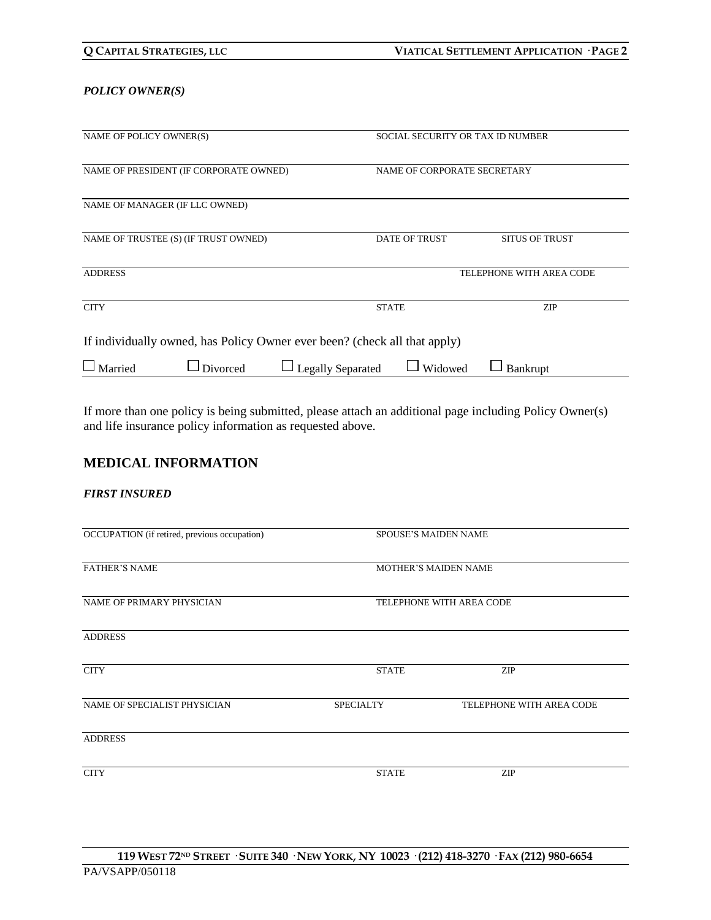***POLICY OWNER(S)***

| NAME OF POLICY OWNER(S) | SOCIAL SECURITY OR TAX ID NUMBER | |
|---|---|---|
| NAME OF PRESIDENT (IF CORPORATE OWNED) | NAME OF CORPORATE SECRETARY | |
| NAME OF MANAGER (IF LLC OWNED) | | |
| NAME OF TRUSTEE (S) (IF TRUST OWNED) | DATE OF TRUST | SITUS OF TRUST |
| ADDRESS | | TELEPHONE WITH AREA CODE |
| CITY | STATE | ZIP |

If individually owned, has Policy Owner ever been? (check all that apply)

☐ Married ☐ Divorced ☐ Legally Separated ☐ Widowed ☐ Bankrupt

If more than one policy is being submitted, please attach an additional page including Policy Owner(s) and life insurance policy information as requested above.

## MEDICAL INFORMATION

***FIRST INSURED***

| OCCUPATION (if retired, previous occupation) | SPOUSE'S MAIDEN NAME | |
|---|---|---|
| FATHER'S NAME | MOTHER'S MAIDEN NAME | |
| NAME OF PRIMARY PHYSICIAN | TELEPHONE WITH AREA CODE | |
| ADDRESS | | |
| CITY | STATE | ZIP |
| NAME OF SPECIALIST PHYSICIAN | SPECIALTY | TELEPHONE WITH AREA CODE |
| ADDRESS | | |
| CITY | STATE | ZIP |

**119 WEST 72ND STREET · SUITE 340 · NEW YORK, NY 10023 · (212) 418-3270 · FAX (212) 980-6654**

PA/VSAPP/050118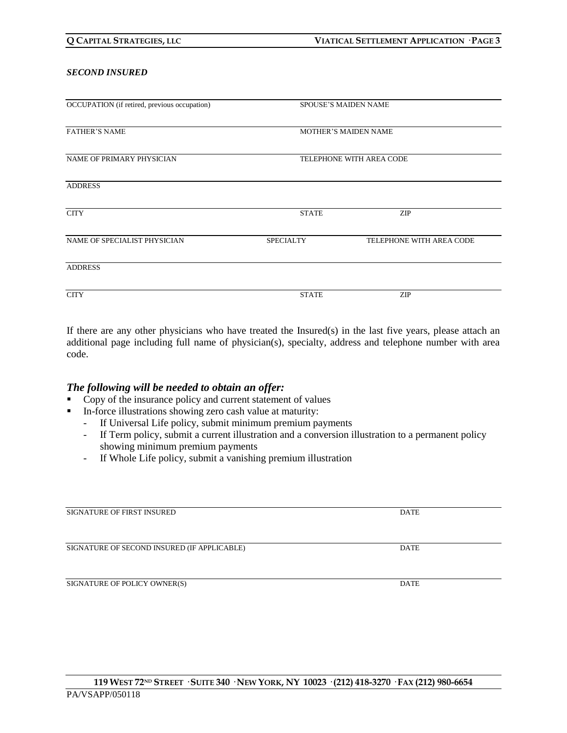***SECOND INSURED***

| | | |
|---|---|---|
| OCCUPATION (if retired, previous occupation) | SPOUSE'S MAIDEN NAME | |
| FATHER'S NAME | MOTHER'S MAIDEN NAME | |
| NAME OF PRIMARY PHYSICIAN | TELEPHONE WITH AREA CODE | |
| ADDRESS | | |
| CITY | STATE | ZIP |
| NAME OF SPECIALIST PHYSICIAN | SPECIALTY | TELEPHONE WITH AREA CODE |
| ADDRESS | | |
| CITY | STATE | ZIP |

If there are any other physicians who have treated the Insured(s) in the last five years, please attach an additional page including full name of physician(s), specialty, address and telephone number with area code.

### *The following will be needed to obtain an offer:*

- Copy of the insurance policy and current statement of values
- In-force illustrations showing zero cash value at maturity:
  - If Universal Life policy, submit minimum premium payments
  - If Term policy, submit a current illustration and a conversion illustration to a permanent policy showing minimum premium payments
  - If Whole Life policy, submit a vanishing premium illustration

| | |
|---|---|
| SIGNATURE OF FIRST INSURED | DATE |
| SIGNATURE OF SECOND INSURED (IF APPLICABLE) | DATE |
| SIGNATURE OF POLICY OWNER(S) | DATE |

PA/VSAPP/050118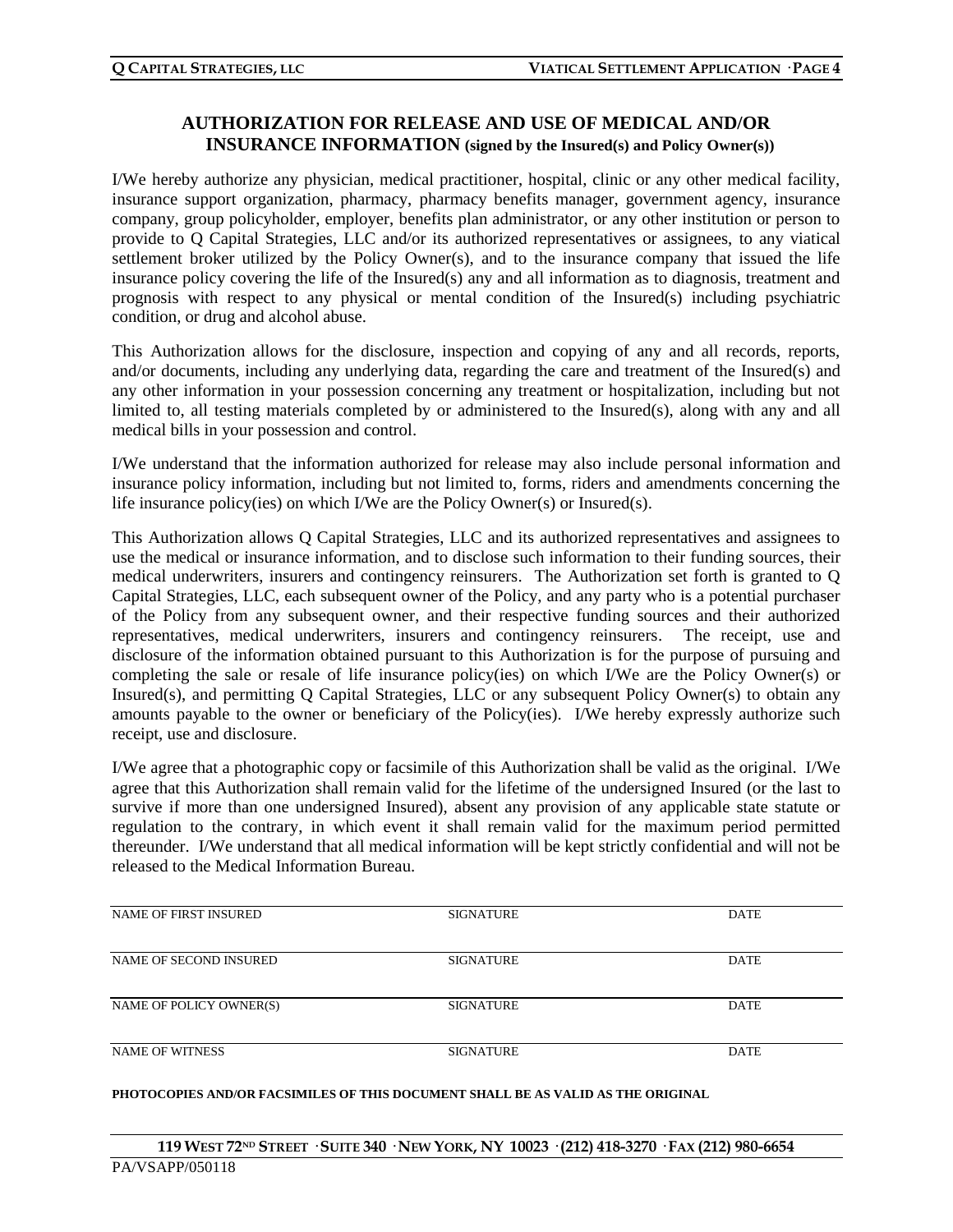## AUTHORIZATION FOR RELEASE AND USE OF MEDICAL AND/OR INSURANCE INFORMATION (signed by the Insured(s) and Policy Owner(s))

I/We hereby authorize any physician, medical practitioner, hospital, clinic or any other medical facility, insurance support organization, pharmacy, pharmacy benefits manager, government agency, insurance company, group policyholder, employer, benefits plan administrator, or any other institution or person to provide to Q Capital Strategies, LLC and/or its authorized representatives or assignees, to any viatical settlement broker utilized by the Policy Owner(s), and to the insurance company that issued the life insurance policy covering the life of the Insured(s) any and all information as to diagnosis, treatment and prognosis with respect to any physical or mental condition of the Insured(s) including psychiatric condition, or drug and alcohol abuse.

This Authorization allows for the disclosure, inspection and copying of any and all records, reports, and/or documents, including any underlying data, regarding the care and treatment of the Insured(s) and any other information in your possession concerning any treatment or hospitalization, including but not limited to, all testing materials completed by or administered to the Insured(s), along with any and all medical bills in your possession and control.

I/We understand that the information authorized for release may also include personal information and insurance policy information, including but not limited to, forms, riders and amendments concerning the life insurance policy(ies) on which I/We are the Policy Owner(s) or Insured(s).

This Authorization allows Q Capital Strategies, LLC and its authorized representatives and assignees to use the medical or insurance information, and to disclose such information to their funding sources, their medical underwriters, insurers and contingency reinsurers. The Authorization set forth is granted to Q Capital Strategies, LLC, each subsequent owner of the Policy, and any party who is a potential purchaser of the Policy from any subsequent owner, and their respective funding sources and their authorized representatives, medical underwriters, insurers and contingency reinsurers. The receipt, use and disclosure of the information obtained pursuant to this Authorization is for the purpose of pursuing and completing the sale or resale of life insurance policy(ies) on which I/We are the Policy Owner(s) or Insured(s), and permitting Q Capital Strategies, LLC or any subsequent Policy Owner(s) to obtain any amounts payable to the owner or beneficiary of the Policy(ies). I/We hereby expressly authorize such receipt, use and disclosure.

I/We agree that a photographic copy or facsimile of this Authorization shall be valid as the original. I/We agree that this Authorization shall remain valid for the lifetime of the undersigned Insured (or the last to survive if more than one undersigned Insured), absent any provision of any applicable state statute or regulation to the contrary, in which event it shall remain valid for the maximum period permitted thereunder. I/We understand that all medical information will be kept strictly confidential and will not be released to the Medical Information Bureau.

| | | |
|---|---|---|
| NAME OF FIRST INSURED | SIGNATURE | DATE |
| NAME OF SECOND INSURED | SIGNATURE | DATE |
| NAME OF POLICY OWNER(S) | SIGNATURE | DATE |
| NAME OF WITNESS | SIGNATURE | DATE |

**PHOTOCOPIES AND/OR FACSIMILES OF THIS DOCUMENT SHALL BE AS VALID AS THE ORIGINAL**

**119 WEST 72ND STREET · SUITE 340 · NEW YORK, NY 10023 · (212) 418-3270 · FAX (212) 980-6654**

PA/VSAPP/050118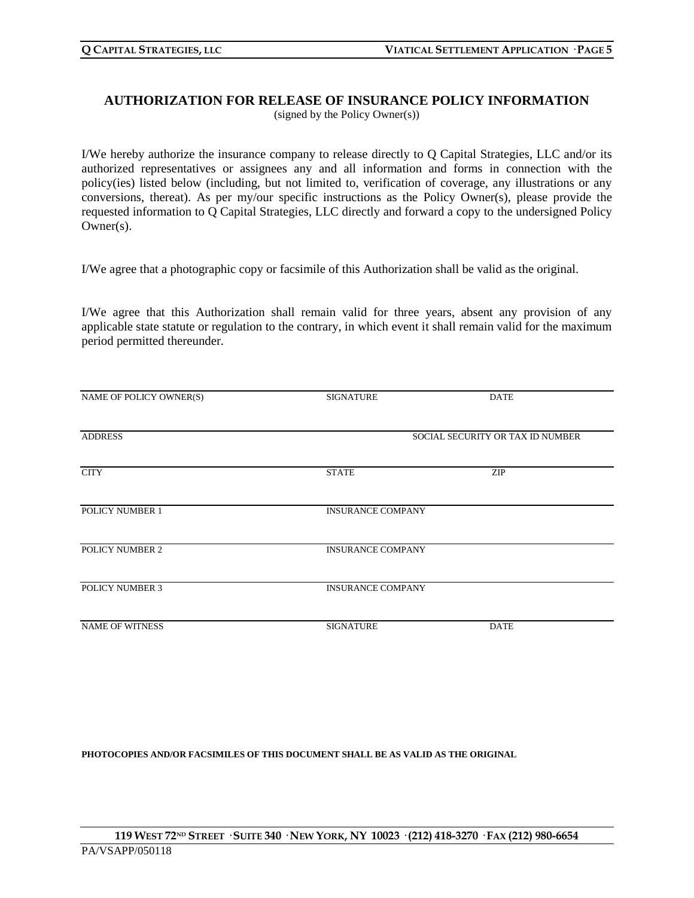## AUTHORIZATION FOR RELEASE OF INSURANCE POLICY INFORMATION

(signed by the Policy Owner(s))

I/We hereby authorize the insurance company to release directly to Q Capital Strategies, LLC and/or its authorized representatives or assignees any and all information and forms in connection with the policy(ies) listed below (including, but not limited to, verification of coverage, any illustrations or any conversions, thereat). As per my/our specific instructions as the Policy Owner(s), please provide the requested information to Q Capital Strategies, LLC directly and forward a copy to the undersigned Policy Owner(s).

I/We agree that a photographic copy or facsimile of this Authorization shall be valid as the original.

I/We agree that this Authorization shall remain valid for three years, absent any provision of any applicable state statute or regulation to the contrary, in which event it shall remain valid for the maximum period permitted thereunder.

| NAME OF POLICY OWNER(S) | SIGNATURE | DATE |
|---|---|---|
| ADDRESS | | SOCIAL SECURITY OR TAX ID NUMBER |
| CITY | STATE | ZIP |
| POLICY NUMBER 1 | INSURANCE COMPANY | |
| POLICY NUMBER 2 | INSURANCE COMPANY | |
| POLICY NUMBER 3 | INSURANCE COMPANY | |
| NAME OF WITNESS | SIGNATURE | DATE |

**PHOTOCOPIES AND/OR FACSIMILES OF THIS DOCUMENT SHALL BE AS VALID AS THE ORIGINAL**

**119 WEST 72ND STREET · SUITE 340 · NEW YORK, NY 10023 · (212) 418-3270 · FAX (212) 980-6654**

PA/VSAPP/050118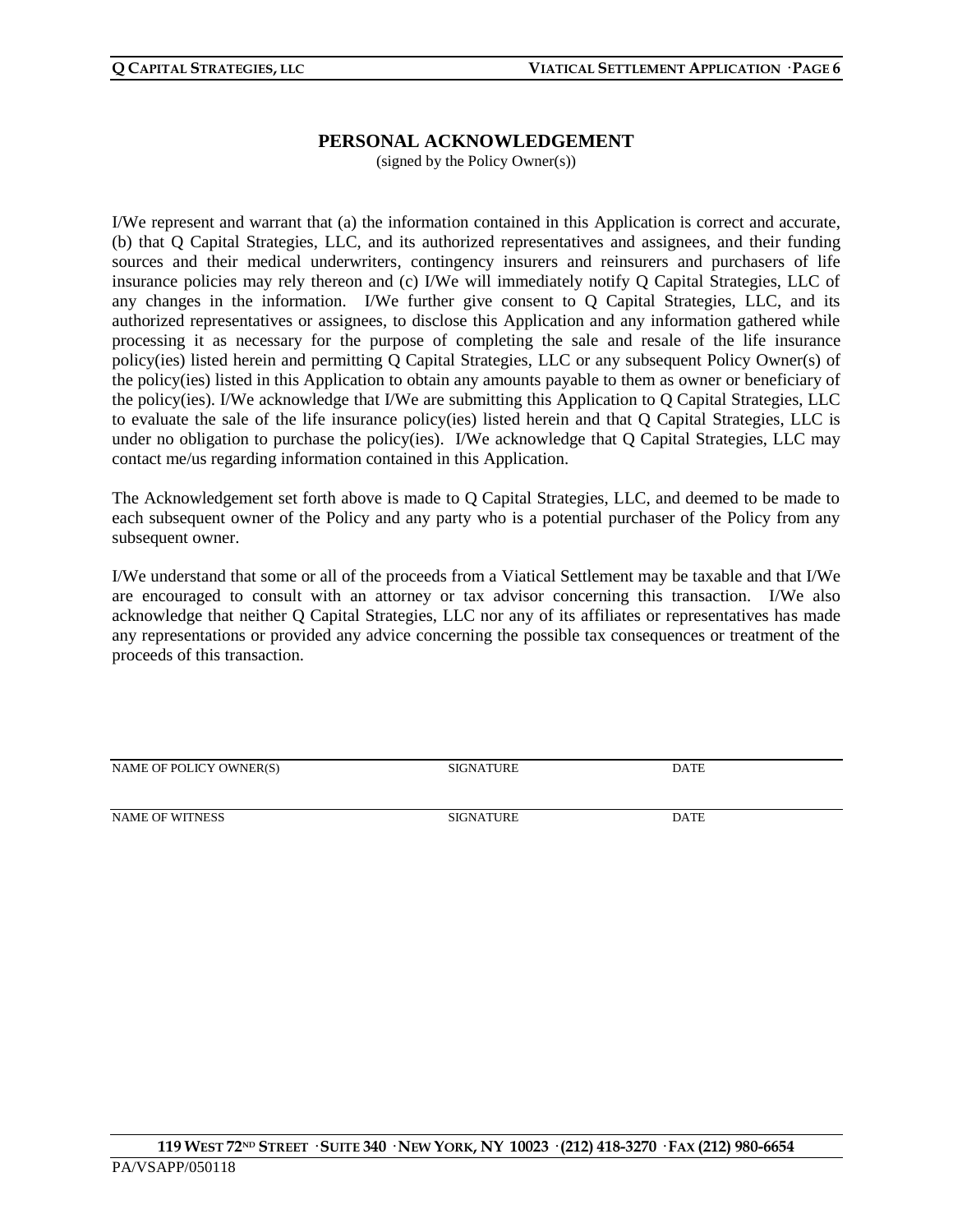## PERSONAL ACKNOWLEDGEMENT

(signed by the Policy Owner(s))

I/We represent and warrant that (a) the information contained in this Application is correct and accurate, (b) that Q Capital Strategies, LLC, and its authorized representatives and assignees, and their funding sources and their medical underwriters, contingency insurers and reinsurers and purchasers of life insurance policies may rely thereon and (c) I/We will immediately notify Q Capital Strategies, LLC of any changes in the information. I/We further give consent to Q Capital Strategies, LLC, and its authorized representatives or assignees, to disclose this Application and any information gathered while processing it as necessary for the purpose of completing the sale and resale of the life insurance policy(ies) listed herein and permitting Q Capital Strategies, LLC or any subsequent Policy Owner(s) of the policy(ies) listed in this Application to obtain any amounts payable to them as owner or beneficiary of the policy(ies). I/We acknowledge that I/We are submitting this Application to Q Capital Strategies, LLC to evaluate the sale of the life insurance policy(ies) listed herein and that Q Capital Strategies, LLC is under no obligation to purchase the policy(ies). I/We acknowledge that Q Capital Strategies, LLC may contact me/us regarding information contained in this Application.

The Acknowledgement set forth above is made to Q Capital Strategies, LLC, and deemed to be made to each subsequent owner of the Policy and any party who is a potential purchaser of the Policy from any subsequent owner.

I/We understand that some or all of the proceeds from a Viatical Settlement may be taxable and that I/We are encouraged to consult with an attorney or tax advisor concerning this transaction. I/We also acknowledge that neither Q Capital Strategies, LLC nor any of its affiliates or representatives has made any representations or provided any advice concerning the possible tax consequences or treatment of the proceeds of this transaction.

| | | |
|---|---|---|
| NAME OF POLICY OWNER(S) | SIGNATURE | DATE |
| NAME OF WITNESS | SIGNATURE | DATE |

PA/VSAPP/050118